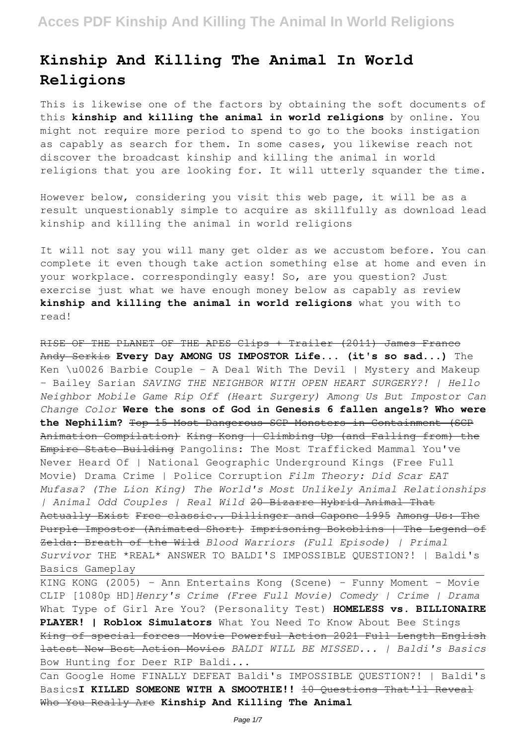# Kinship And Killing The Animal In World Religions

This is likewise one of the factors by obtaining the soft documents of this **kinship and killing the animal in world religions** by online. You might not require more period to spend to go to the books instigation as capably as search for them. In some cases, you likewise reach not discover the broadcast kinship and killing the animal in world religions that you are looking for. It will utterly squander the time.

However below, considering you visit this web page, it will be as a result unquestionably simple to acquire as skillfully as download lead kinship and killing the animal in world religions

It will not say you will many get older as we accustom before. You can complete it even though take action something else at home and even in your workplace. correspondingly easy! So, are you question? Just exercise just what we have enough money below as capably as review **kinship and killing the animal in world religions** what you with to read!

~~RISE OF THE PLANET OF THE APES Clips + Trailer (2011) James Franco Andy Serkis~~ **Every Day AMONG US IMPOSTOR Life... (it's so sad...)** The Ken \u0026 Barbie Couple - A Deal With The Devil | Mystery and Makeup - Bailey Sarian *SAVING THE NEIGHBOR WITH OPEN HEART SURGERY?! | Hello Neighbor Mobile Game Rip Off (Heart Surgery) Among Us But Impostor Can Change Color* **Were the sons of God in Genesis 6 fallen angels? Who were the Nephilim?** ~~Top 15 Most Dangerous SCP Monsters in Containment (SCP Animation Compilation)~~ ~~King Kong | Climbing Up (and Falling from) the Empire State Building~~ Pangolins: The Most Trafficked Mammal You've Never Heard Of | National Geographic Underground Kings (Free Full Movie) Drama Crime | Police Corruption *Film Theory: Did Scar EAT Mufasa? (The Lion King) The World's Most Unlikely Animal Relationships | Animal Odd Couples | Real Wild* ~~20 Bizarre Hybrid Animal That Actually Exist~~ ~~Free classic.. Dillinger and Capone 1995~~ ~~Among Us: The Purple Impostor (Animated Short)~~ ~~Imprisoning Bokoblins | The Legend of Zelda: Breath of the Wild~~ *Blood Warriors (Full Episode) | Primal Survivor* THE \*REAL\* ANSWER TO BALDI'S IMPOSSIBLE QUESTION?! | Baldi's Basics Gameplay

KING KONG (2005) - Ann Entertains Kong (Scene) - Funny Moment - Movie CLIP [1080p HD]*Henry's Crime (Free Full Movie) Comedy | Crime | Drama* What Type of Girl Are You? (Personality Test) **HOMELESS vs. BILLIONAIRE PLAYER! | Roblox Simulators** What You Need To Know About Bee Stings ~~King of special forces -Movie Powerful Action 2021 Full Length English latest New Best Action Movies~~ *BALDI WILL BE MISSED... | Baldi's Basics* Bow Hunting for Deer RIP Baldi...

Can Google Home FINALLY DEFEAT Baldi's IMPOSSIBLE QUESTION?! | Baldi's Basics**I KILLED SOMEONE WITH A SMOOTHIE!!** ~~10 Questions That'll Reveal Who You Really Are~~ **Kinship And Killing The Animal**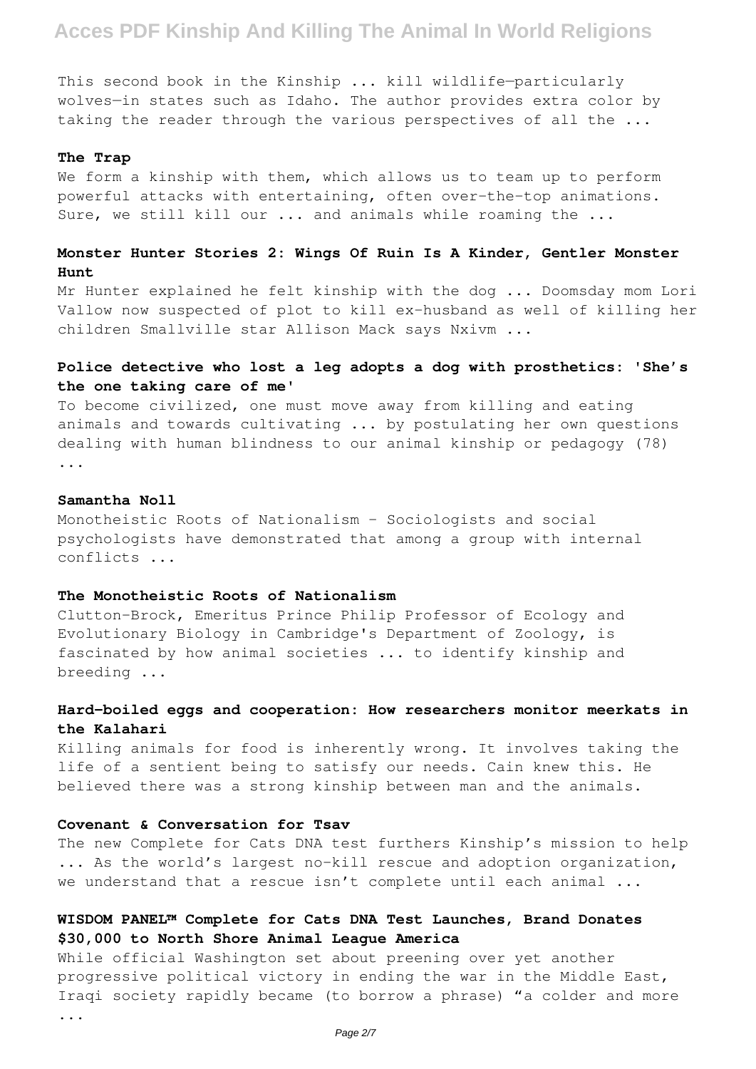This second book in the Kinship ... kill wildlife—particularly wolves—in states such as Idaho. The author provides extra color by taking the reader through the various perspectives of all the ...

### The Trap

We form a kinship with them, which allows us to team up to perform powerful attacks with entertaining, often over-the-top animations. Sure, we still kill our ... and animals while roaming the ...

### Monster Hunter Stories 2: Wings Of Ruin Is A Kinder, Gentler Monster Hunt

Mr Hunter explained he felt kinship with the dog ... Doomsday mom Lori Vallow now suspected of plot to kill ex-husband as well of killing her children Smallville star Allison Mack says Nxivm ...

### Police detective who lost a leg adopts a dog with prosthetics: 'She's the one taking care of me'

To become civilized, one must move away from killing and eating animals and towards cultivating ... by postulating her own questions dealing with human blindness to our animal kinship or pedagogy (78) ...

### Samantha Noll

Monotheistic Roots of Nationalism - Sociologists and social psychologists have demonstrated that among a group with internal conflicts ...

### The Monotheistic Roots of Nationalism

Clutton-Brock, Emeritus Prince Philip Professor of Ecology and Evolutionary Biology in Cambridge's Department of Zoology, is fascinated by how animal societies ... to identify kinship and breeding ...

### Hard-boiled eggs and cooperation: How researchers monitor meerkats in the Kalahari

Killing animals for food is inherently wrong. It involves taking the life of a sentient being to satisfy our needs. Cain knew this. He believed there was a strong kinship between man and the animals.

### Covenant & Conversation for Tsav

The new Complete for Cats DNA test furthers Kinship's mission to help ... As the world's largest no-kill rescue and adoption organization, we understand that a rescue isn't complete until each animal ...

### WISDOM PANEL™ Complete for Cats DNA Test Launches, Brand Donates $30,000 to North Shore Animal League America

While official Washington set about preening over yet another progressive political victory in ending the war in the Middle East, Iraqi society rapidly became (to borrow a phrase) "a colder and more ...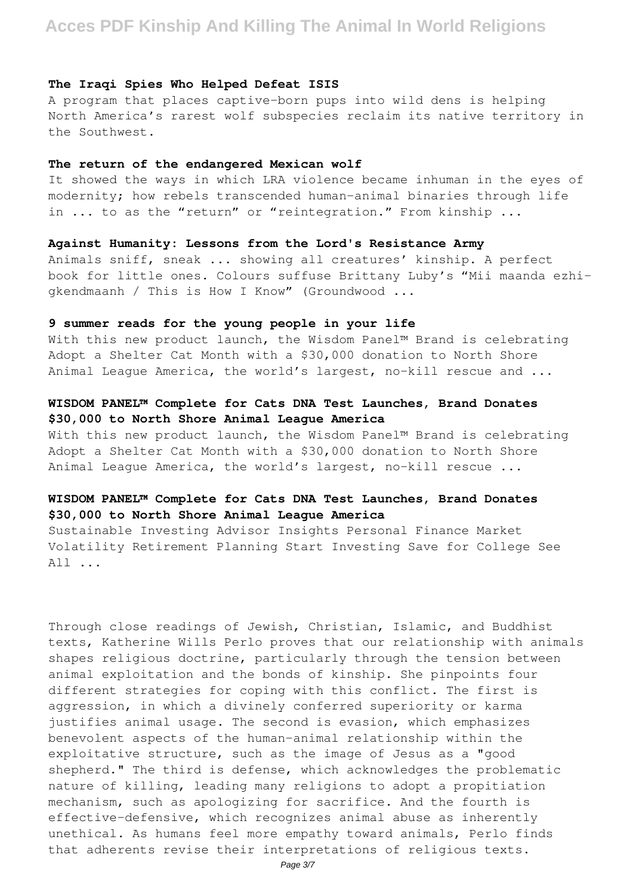**The Iraqi Spies Who Helped Defeat ISIS**

A program that places captive-born pups into wild dens is helping North America's rarest wolf subspecies reclaim its native territory in the Southwest.

**The return of the endangered Mexican wolf**

It showed the ways in which LRA violence became inhuman in the eyes of modernity; how rebels transcended human-animal binaries through life in ... to as the "return" or "reintegration." From kinship ...

**Against Humanity: Lessons from the Lord's Resistance Army**

Animals sniff, sneak ... showing all creatures' kinship. A perfect book for little ones. Colours suffuse Brittany Luby's "Mii maanda ezhi-gkendmaanh / This is How I Know" (Groundwood ...

**9 summer reads for the young people in your life**

With this new product launch, the Wisdom Panel™ Brand is celebrating Adopt a Shelter Cat Month with a $30,000 donation to North Shore Animal League America, the world's largest, no-kill rescue and ...

**WISDOM PANEL™ Complete for Cats DNA Test Launches, Brand Donates $30,000 to North Shore Animal League America**

With this new product launch, the Wisdom Panel™ Brand is celebrating Adopt a Shelter Cat Month with a $30,000 donation to North Shore Animal League America, the world's largest, no-kill rescue ...

**WISDOM PANEL™ Complete for Cats DNA Test Launches, Brand Donates $30,000 to North Shore Animal League America**

Sustainable Investing Advisor Insights Personal Finance Market Volatility Retirement Planning Start Investing Save for College See All ...

Through close readings of Jewish, Christian, Islamic, and Buddhist texts, Katherine Wills Perlo proves that our relationship with animals shapes religious doctrine, particularly through the tension between animal exploitation and the bonds of kinship. She pinpoints four different strategies for coping with this conflict. The first is aggression, in which a divinely conferred superiority or karma justifies animal usage. The second is evasion, which emphasizes benevolent aspects of the human-animal relationship within the exploitative structure, such as the image of Jesus as a "good shepherd." The third is defense, which acknowledges the problematic nature of killing, leading many religions to adopt a propitiation mechanism, such as apologizing for sacrifice. And the fourth is effective-defensive, which recognizes animal abuse as inherently unethical. As humans feel more empathy toward animals, Perlo finds that adherents revise their interpretations of religious texts.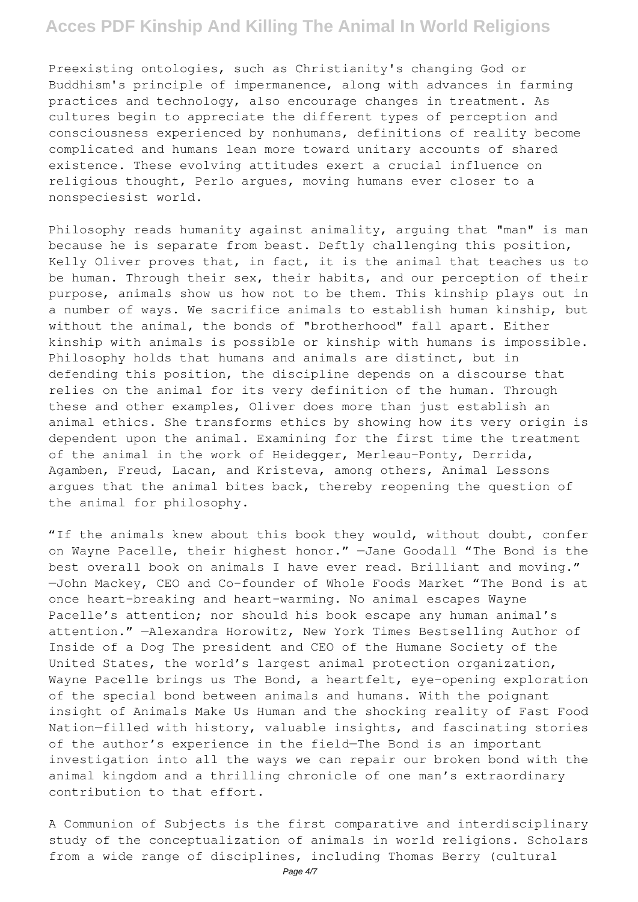Preexisting ontologies, such as Christianity's changing God or Buddhism's principle of impermanence, along with advances in farming practices and technology, also encourage changes in treatment. As cultures begin to appreciate the different types of perception and consciousness experienced by nonhumans, definitions of reality become complicated and humans lean more toward unitary accounts of shared existence. These evolving attitudes exert a crucial influence on religious thought, Perlo argues, moving humans ever closer to a nonspeciesist world.

Philosophy reads humanity against animality, arguing that "man" is man because he is separate from beast. Deftly challenging this position, Kelly Oliver proves that, in fact, it is the animal that teaches us to be human. Through their sex, their habits, and our perception of their purpose, animals show us how not to be them. This kinship plays out in a number of ways. We sacrifice animals to establish human kinship, but without the animal, the bonds of "brotherhood" fall apart. Either kinship with animals is possible or kinship with humans is impossible. Philosophy holds that humans and animals are distinct, but in defending this position, the discipline depends on a discourse that relies on the animal for its very definition of the human. Through these and other examples, Oliver does more than just establish an animal ethics. She transforms ethics by showing how its very origin is dependent upon the animal. Examining for the first time the treatment of the animal in the work of Heidegger, Merleau-Ponty, Derrida, Agamben, Freud, Lacan, and Kristeva, among others, Animal Lessons argues that the animal bites back, thereby reopening the question of the animal for philosophy.

"If the animals knew about this book they would, without doubt, confer on Wayne Pacelle, their highest honor." —Jane Goodall "The Bond is the best overall book on animals I have ever read. Brilliant and moving." —John Mackey, CEO and Co-founder of Whole Foods Market "The Bond is at once heart-breaking and heart-warming. No animal escapes Wayne Pacelle's attention; nor should his book escape any human animal's attention." —Alexandra Horowitz, New York Times Bestselling Author of Inside of a Dog The president and CEO of the Humane Society of the United States, the world's largest animal protection organization, Wayne Pacelle brings us The Bond, a heartfelt, eye-opening exploration of the special bond between animals and humans. With the poignant insight of Animals Make Us Human and the shocking reality of Fast Food Nation—filled with history, valuable insights, and fascinating stories of the author's experience in the field—The Bond is an important investigation into all the ways we can repair our broken bond with the animal kingdom and a thrilling chronicle of one man's extraordinary contribution to that effort.

A Communion of Subjects is the first comparative and interdisciplinary study of the conceptualization of animals in world religions. Scholars from a wide range of disciplines, including Thomas Berry (cultural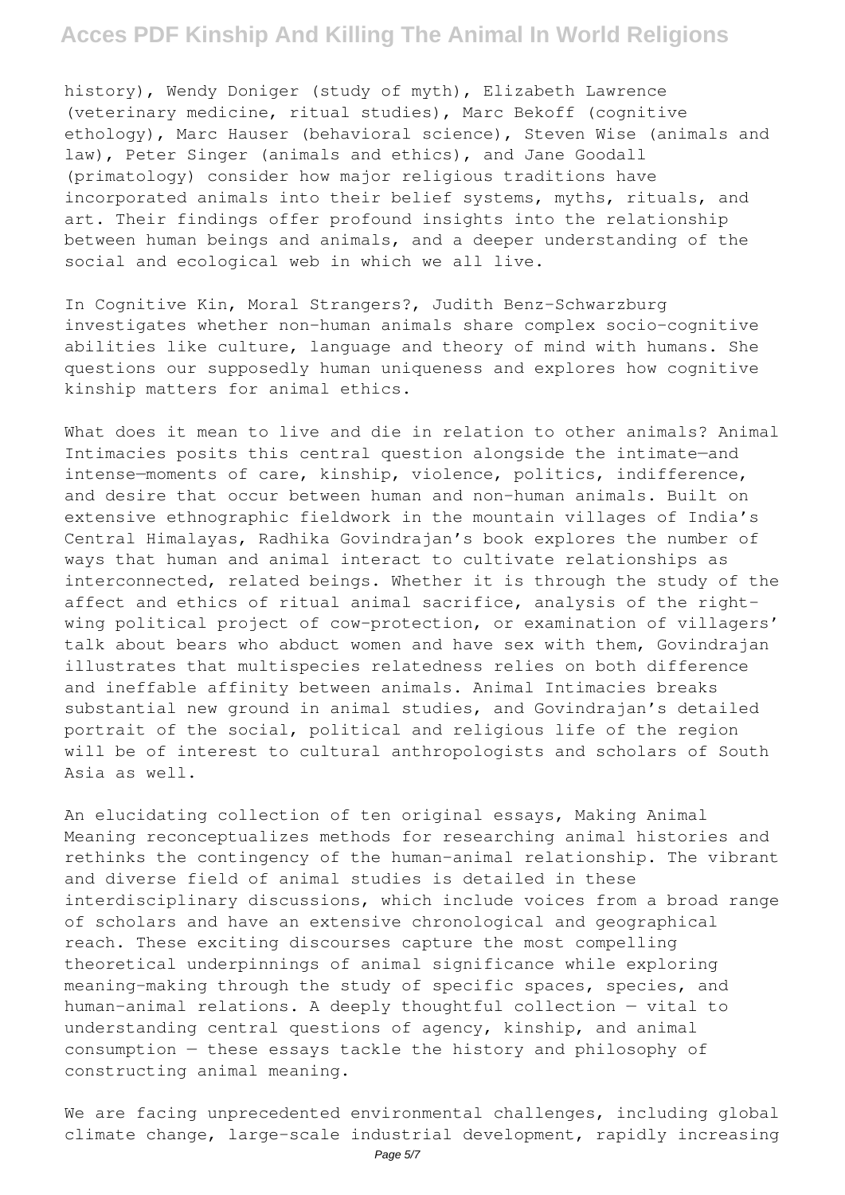history), Wendy Doniger (study of myth), Elizabeth Lawrence (veterinary medicine, ritual studies), Marc Bekoff (cognitive ethology), Marc Hauser (behavioral science), Steven Wise (animals and law), Peter Singer (animals and ethics), and Jane Goodall (primatology) consider how major religious traditions have incorporated animals into their belief systems, myths, rituals, and art. Their findings offer profound insights into the relationship between human beings and animals, and a deeper understanding of the social and ecological web in which we all live.

In Cognitive Kin, Moral Strangers?, Judith Benz-Schwarzburg investigates whether non-human animals share complex socio-cognitive abilities like culture, language and theory of mind with humans. She questions our supposedly human uniqueness and explores how cognitive kinship matters for animal ethics.

What does it mean to live and die in relation to other animals? Animal Intimacies posits this central question alongside the intimate—and intense—moments of care, kinship, violence, politics, indifference, and desire that occur between human and non-human animals. Built on extensive ethnographic fieldwork in the mountain villages of India's Central Himalayas, Radhika Govindrajan's book explores the number of ways that human and animal interact to cultivate relationships as interconnected, related beings. Whether it is through the study of the affect and ethics of ritual animal sacrifice, analysis of the right-wing political project of cow-protection, or examination of villagers' talk about bears who abduct women and have sex with them, Govindrajan illustrates that multispecies relatedness relies on both difference and ineffable affinity between animals. Animal Intimacies breaks substantial new ground in animal studies, and Govindrajan's detailed portrait of the social, political and religious life of the region will be of interest to cultural anthropologists and scholars of South Asia as well.

An elucidating collection of ten original essays, Making Animal Meaning reconceptualizes methods for researching animal histories and rethinks the contingency of the human-animal relationship. The vibrant and diverse field of animal studies is detailed in these interdisciplinary discussions, which include voices from a broad range of scholars and have an extensive chronological and geographical reach. These exciting discourses capture the most compelling theoretical underpinnings of animal significance while exploring meaning-making through the study of specific spaces, species, and human-animal relations. A deeply thoughtful collection — vital to understanding central questions of agency, kinship, and animal consumption — these essays tackle the history and philosophy of constructing animal meaning.

We are facing unprecedented environmental challenges, including global climate change, large-scale industrial development, rapidly increasing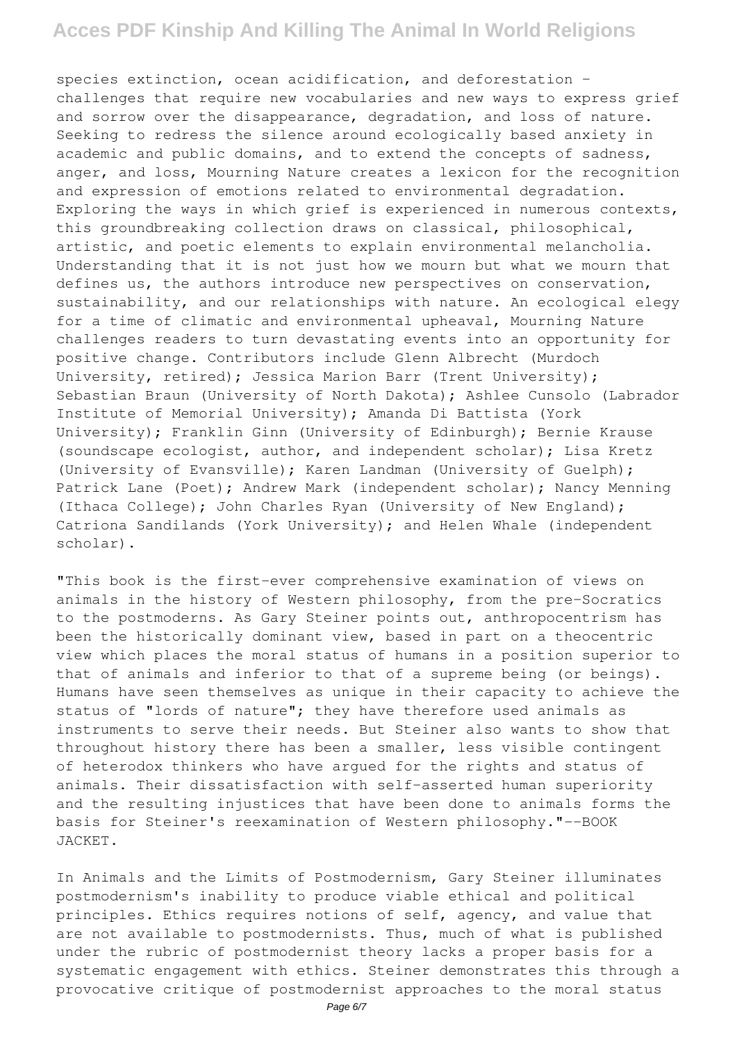species extinction, ocean acidification, and deforestation - challenges that require new vocabularies and new ways to express grief and sorrow over the disappearance, degradation, and loss of nature. Seeking to redress the silence around ecologically based anxiety in academic and public domains, and to extend the concepts of sadness, anger, and loss, Mourning Nature creates a lexicon for the recognition and expression of emotions related to environmental degradation. Exploring the ways in which grief is experienced in numerous contexts, this groundbreaking collection draws on classical, philosophical, artistic, and poetic elements to explain environmental melancholia. Understanding that it is not just how we mourn but what we mourn that defines us, the authors introduce new perspectives on conservation, sustainability, and our relationships with nature. An ecological elegy for a time of climatic and environmental upheaval, Mourning Nature challenges readers to turn devastating events into an opportunity for positive change. Contributors include Glenn Albrecht (Murdoch University, retired); Jessica Marion Barr (Trent University); Sebastian Braun (University of North Dakota); Ashlee Cunsolo (Labrador Institute of Memorial University); Amanda Di Battista (York University); Franklin Ginn (University of Edinburgh); Bernie Krause (soundscape ecologist, author, and independent scholar); Lisa Kretz (University of Evansville); Karen Landman (University of Guelph); Patrick Lane (Poet); Andrew Mark (independent scholar); Nancy Menning (Ithaca College); John Charles Ryan (University of New England); Catriona Sandilands (York University); and Helen Whale (independent scholar).

"This book is the first-ever comprehensive examination of views on animals in the history of Western philosophy, from the pre-Socratics to the postmoderns. As Gary Steiner points out, anthropocentrism has been the historically dominant view, based in part on a theocentric view which places the moral status of humans in a position superior to that of animals and inferior to that of a supreme being (or beings). Humans have seen themselves as unique in their capacity to achieve the status of "lords of nature"; they have therefore used animals as instruments to serve their needs. But Steiner also wants to show that throughout history there has been a smaller, less visible contingent of heterodox thinkers who have argued for the rights and status of animals. Their dissatisfaction with self-asserted human superiority and the resulting injustices that have been done to animals forms the basis for Steiner's reexamination of Western philosophy."--BOOK JACKET.

In Animals and the Limits of Postmodernism, Gary Steiner illuminates postmodernism's inability to produce viable ethical and political principles. Ethics requires notions of self, agency, and value that are not available to postmodernists. Thus, much of what is published under the rubric of postmodernist theory lacks a proper basis for a systematic engagement with ethics. Steiner demonstrates this through a provocative critique of postmodernist approaches to the moral status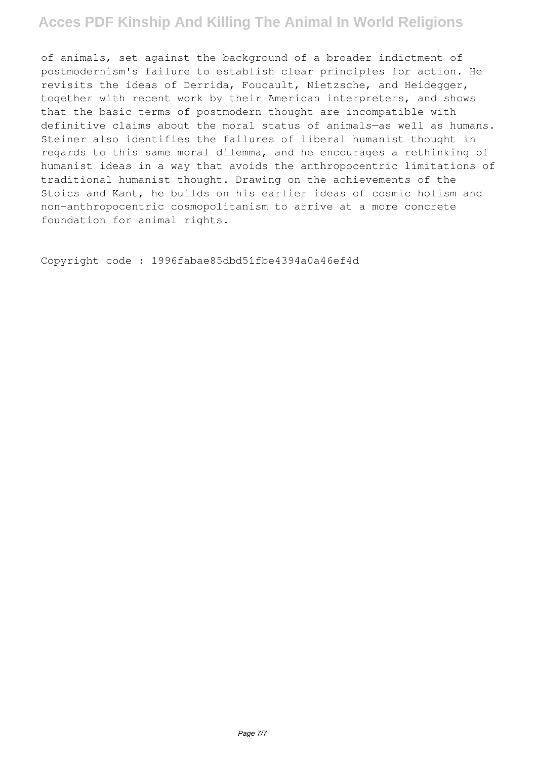of animals, set against the background of a broader indictment of postmodernism's failure to establish clear principles for action. He revisits the ideas of Derrida, Foucault, Nietzsche, and Heidegger, together with recent work by their American interpreters, and shows that the basic terms of postmodern thought are incompatible with definitive claims about the moral status of animals—as well as humans. Steiner also identifies the failures of liberal humanist thought in regards to this same moral dilemma, and he encourages a rethinking of humanist ideas in a way that avoids the anthropocentric limitations of traditional humanist thought. Drawing on the achievements of the Stoics and Kant, he builds on his earlier ideas of cosmic holism and non-anthropocentric cosmopolitanism to arrive at a more concrete foundation for animal rights.

Copyright code : 1996fabae85dbd51fbe4394a0a46ef4d